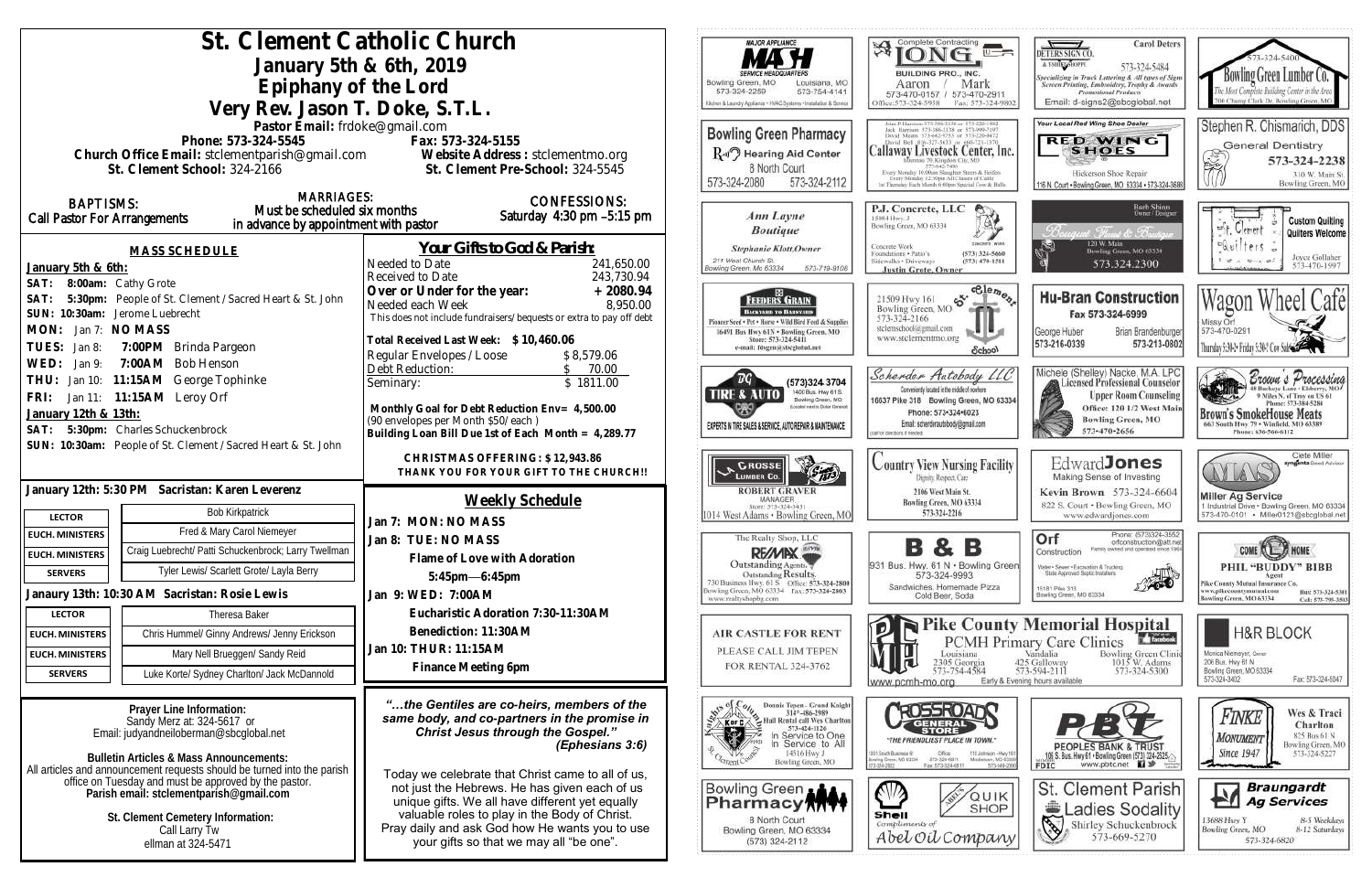# St. Clement Catholic Church

## January 5th & 6th, 2019

## Epiphany of the Lord

## Very Rev. Jason T. Doke, S.T.L.

Pastor Email: frdoke@gmail.com

Phone: 573-324-5545 | Fax: 573-324-5155

Church Office Email: stclementparish@gmail.com | Website Address : stclementmo.org

St. Clement School: 324-2166 | St. Clement Pre-School: 324-5545

**BAPTISMS:** Call Pastor For Arrangements

**MARRIAGES:** Must be scheduled six months in advance by appointment with pastor

**CONFESSIONS:** Saturday 4:30 pm –5:15 pm

### MASS SCHEDULE

**January 5th & 6th:**

- **SAT: 8:00am:** Cathy Grote
- **SAT: 5:30pm:** People of St. Clement / Sacred Heart & St. John
- **SUN: 10:30am:** Jerome Luebrecht
- **MON:** Jan 7: **NO MASS**
- **TUES:** Jan 8: **7:00PM** Brinda Pargeon
- **WED:** Jan 9: **7:00AM** Bob Henson
- **THU:** Jan 10: **11:15AM** George Tophinke
- **FRI:** Jan 11: **11:15AM** Leroy Orf

**January 12th & 13th:**

- **SAT: 5:30pm:** Charles Schuckenbrock
- **SUN: 10:30am:** People of St. Clement / Sacred Heart & St. John

**January 12th: 5:30 PM Sacristan: Karen Leverenz**

| | |
|---|---|
| LECTOR | Bob Kirkpatrick |
| EUCH. MINISTERS | Fred & Mary Carol Niemeyer |
| EUCH. MINISTERS | Craig Luebrecht/ Patti Schuckenbrock; Larry Twellman |
| SERVERS | Tyler Lewis/ Scarlett Grote/ Layla Berry |

**January 13th: 10:30 AM Sacristan: Rosie Lewis**

| | |
|---|---|
| LECTOR | Theresa Baker |
| EUCH. MINISTERS | Chris Hummel/ Ginny Andrews/ Jenny Erickson |
| EUCH. MINISTERS | Mary Nell Brueggen/ Sandy Reid |
| SERVERS | Luke Korte/ Sydney Charlton/ Jack McDannold |

### Your Gifts to God & Parish:

| | |
|---|---|
| Needed to Date | 241,650.00 |
| Received to Date | 243,730.94 |
| **Over or Under for the year:** | **+ 2080.94** |
| Needed each Week | 8,950.00 |

This does not include fundraisers/ bequests or extra to pay off debt

**Total Received Last Week: $ 10,460.06**

| | |
|---|---|
| Regular Envelopes / Loose | $ 8,579.06 |
| Debt Reduction: | $ 70.00 |
| Seminary: | $ 1811.00 |

**Monthly Goal for Debt Reduction Env= 4,500.00**
(90 envelopes per Month $50/each )
**Building Loan Bill Due 1st of Each Month = 4,289.77**

**CHRISTMAS OFFERING: $ 12,943.86**
**THANK YOU FOR YOUR GIFT TO THE CHURCH!!**

### Weekly Schedule

**Jan 7: MON: NO MASS**

**Jan 8: TUE: NO MASS**

**Flame of Love with Adoration**
**5:45pm—6:45pm**

**Jan 9: WED: 7:00AM**

**Eucharistic Adoration 7:30-11:30AM**

**Benediction: 11:30AM**

**Jan 10: THUR: 11:15AM**

**Finance Meeting 6pm**

***"…the Gentiles are co-heirs, members of the same body, and co-partners in the promise in Christ Jesus through the Gospel." (Ephesians 3:6)***

Today we celebrate that Christ came to all of us, not just the Hebrews. He has given each of us unique gifts. We all have different yet equally valuable roles to play in the Body of Christ. Pray daily and ask God how He wants you to use your gifts so that we may all "be one".

**Prayer Line Information:**
Sandy Merz at: 324-5617 or
Email: judyandneiloberman@sbcglobal.net

**Bulletin Articles & Mass Announcements:**
All articles and announcement requests should be turned into the parish office on Tuesday and must be approved by the pastor.
**Parish email: stclementparish@gmail.com**

**St. Clement Cemetery Information:**
Call Larry Twellman at 324-5471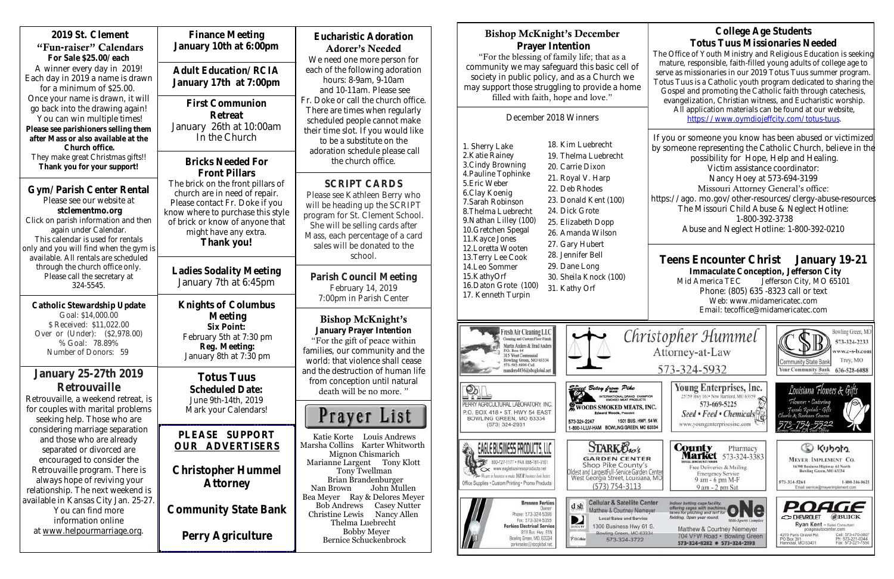## 2019 St. Clement "Fun-raiser" Calendars

**For Sale $25.00/each**

A winner every day in 2019! Each day in 2019 a name is drawn for a minimum of $25.00. Once your name is drawn, it will go back into the drawing again! You can win multiple times! **Please see parishioners selling them after Mass or also available at the Church office.** They make great Christmas gifts!! **Thank you for your support!**

## Gym/Parish Center Rental

Please see our website at **stclementmo.org**

Click on parish information and then again under Calendar. This calendar is used for rentals only and you will find when the gym is available. All rentals are scheduled through the church office only. Please call the secretary at 324-5545.

## Catholic Stewardship Update

Goal: $14,000.00
$ Received: $11,022.00
Over or (Under): ($2,978.00)
% Goal: 78.89%
Number of Donors: 59

## January 25-27th 2019 Retrouvaille

Retrouvaille, a weekend retreat, is for couples with marital problems seeking help. Those who are considering marriage separation and those who are already separated or divorced are encouraged to consider the Retrouvaille program. There is always hope of reviving your relationship. The next weekend is available in Kansas City Jan. 25-27. You can find more information online at www.helpourmarriage.org.

## Finance Meeting
January 10th at 6:00pm

## Adult Education/RCIA
January 17th at 7:00pm

## First Communion Retreat
January 26th at 10:00am
In the Church

## Bricks Needed For Front Pillars

The brick on the front pillars of church are in need of repair. Please contact Fr. Doke if you know where to purchase this style of brick or know of anyone that might have any extra.
**Thank you!**

## Ladies Sodality Meeting
January 7th at 6:45pm

## Knights of Columbus Meeting

**Six Point:**
February 5th at 7:30 pm
**Reg. Meeting:**
January 8th at 7:30 pm

## Totus Tuus

**Scheduled Date:**
June 9th-14th, 2019
Mark your Calendars!

## PLEASE SUPPORT OUR ADVERTISERS

**Christopher Hummel Attorney**

**Community State Bank**

**Perry Agriculture**

## Eucharistic Adoration Adorer's Needed

We need one more person for each of the following adoration hours: 8-9am, 9-10am and 10-11am. Please see Fr. Doke or call the church office. There are times when regularly scheduled people cannot make their time slot. If you would like to be a substitute on the adoration schedule please call the church office.

## SCRIPT CARDS

Please see Kathleen Berry who will be heading up the SCRIPT program for St. Clement School. She will be selling cards after Mass, each percentage of a card sales will be donated to the school.

## Parish Council Meeting
February 14, 2019
7:00pm in Parish Center

## Bishop McKnight's January Prayer Intention

"For the gift of peace within families, our community and the world: that violence shall cease and the destruction of human life from conception until natural death will be no more."

## Prayer List

Katie Korte, Louis Andrews, Marsha Collins, Karter Whitworth, Mignon Chismarich, Marianne Largent, Tony Klott, Tony Twellman, Brian Brandenburger, Nan Brown, John Mullen, Bea Meyer, Ray & Delores Meyer, Bob Andrews, Casey Nutter, Christine Lewis, Nancy Allen, Thelma Luebrecht, Bobby Meyer, Bernice Schuckenbrock

## Bishop McKnight's December Prayer Intention

"For the blessing of family life; that as a community we may safeguard this basic cell of society in public policy, and as a Church we may support those struggling to provide a home filled with faith, hope and love."

### December 2018 Winners

1. Sherry Lake
2. Katie Rainey
3. Cindy Browning
4. Pauline Tophinke
5. Eric Weber
6. Clay Koenig
7. Sarah Robinson
8. Thelma Luebrecht
9. Nathan Lilley (100)
10. Gretchen Spegal
11. Kayce Jones
12. Loretta Wooten
13. Terry Lee Cook
14. Leo Sommer
15. KathyOrf
16. Daton Grote (100)
17. Kenneth Turpin
18. Kim Luebrecht
19. Thelma Luebrecht
20. Carrie Dixon
21. Royal V. Harp
22. Deb Rhodes
23. Donald Kent (100)
24. Dick Grote
25. Elizabeth Dopp
26. Amanda Wilson
27. Gary Hubert
28. Jennifer Bell
29. Dane Long
30. Sheila Knock (100)
31. Kathy Orf

## College Age Students Totus Tuus Missionaries Needed

The Office of Youth Ministry and Religious Education is seeking mature, responsible, faith-filled young adults of college age to serve as missionaries in our 2019 Totus Tuus summer program. Totus Tuus is a Catholic youth program dedicated to sharing the Gospel and promoting the Catholic faith through catechesis, evangelization, Christian witness, and Eucharistic worship. All application materials can be found at our website, https://www.oymdiojeffcity.com/totus-tuus.

If you or someone you know has been abused or victimized by someone representing the Catholic Church, believe in the possibility for Hope, Help and Healing.
Victim assistance coordinator:
Nancy Hoey at 573-694-3199
Missouri Attorney General's office:
https://ago.mo.gov/other-resources/clergy-abuse-resources
The Missouri Child Abuse & Neglect Hotline:
1-800-392-3738
Abuse and Neglect Hotline: 1-800-392-0210

## Teens Encounter Christ January 19-21

**Immaculate Conception, Jefferson City**
Mid America TEC Jefferson City, MO 65101
Phone: (805) 635 -8323 call or text
Web: www.midamericatec.com
Email: tecoffice@midamericatec.com

Fresh Air Cleaning LLC — Cleaning and Custom Floor Finish — Martin Anders & Brad Anders — P.O. Box 44, 315 West Centennial, Bowling Green, MO 63334 — manders4036@sbcglobal.net

Christopher Hummel — Attorney-at-Law — 573-324-5932

Community State Bank — Your Community Bank — Bowling Green, MO 573-324-2233 — www.c-s-b.com — Troy, MO 636-528-6088

PERRY AGRICULTURAL LABORATORY, INC. — P.O. BOX 418 • ST. HWY 54 EAST — BOWLING GREEN, MO 63334 — (573) 324-2931

Sweet Betsy from Pike — WOODS SMOKED MEATS, INC. — Edward Woods, President — 573-324-2247 — 1501 BUS. HWY. 54 W. — 1-800-I-LUV-HAM — BOWLING GREEN, MO 63334

Young Enterprises, Inc. — 25759 Hwy 161 • New Hartford, MO 63359 — 573-669-5225 — Seed • Feed • Chemicals — www.youngenterprisesinc.com

Louisiana Flowers & Gifts — Flowers • Catering — Tuxedo Rentals • Gifts — 573-754-5522

EAGLE BUSINESS PRODUCTS, LLC — 800-727-1171 • FAX 888-181-3101 — www.eaglebusinessproducts.net — Office Supplies • Custom Printing • Promo Products

STARK Bro's GARDEN CENTER — Shop Pike County's Oldest and Largest Full-Service Garden Center — West Georgia Street, Louisiana, MO — (573) 754-3113

County Market Pharmacy — 573-324-3383 — Free Deliveries & Mailing — Emergency Service — 9 am - 6 pm M-F — 9 am - 2 pm Sat

Kubota — MEYER IMPLEMENT CO. — 16398 Business Highway 61 North, Bowling Green, MO 63334 — 573-324-5261 — 1-800-246-0623 — Email: service@meyerimplement.com

Brennen Perkins, Owner — Phone: 573-324-5366 — Fax: 573-324-5355 — Perkins Electrical Service — 819 Bus. Hwy. 61N, Bowling Green, MO 63334 — perkinsel@sbcglobal.net

dish — Cellular & Satellite Center — Matthew & Courtney Niemeyer — Local Sales and Service — 1300 Business Hwy 61 S. — Bowling Green, MO 63334 — 573-324-3722

ONE Multi-Sports Complex — Indoor batting cage facility, offering cages with machines, lanes for pitching and turf for fielding. Open year round. — Matthew & Courtney Niemeyer — 704 VFW Road • Bowling Green — 573-324-8282 • 573-324-2193

POAGE — CHEVROLET — BUICK — Ryan Kent - Sales Consultant — poageautocenter.com — 4270 Paris Gravel Rd., PO Box 361, Hannibal, MO 63401 — Cell: 573-470-0807 — Ph: 573-221-0044 — Fax: 573-221-7559